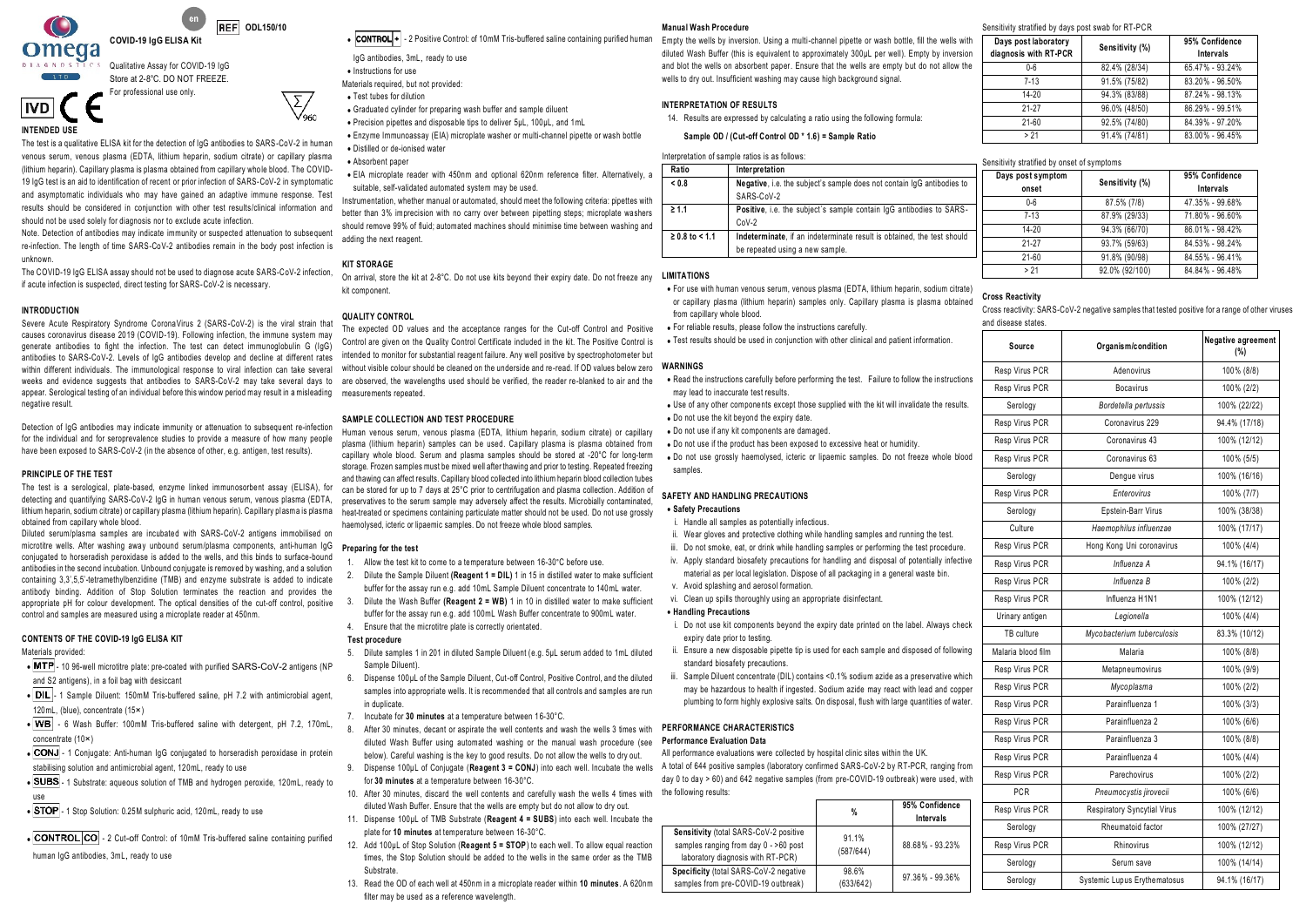# COVID-19 IgG ELISA Kit

REF ODL150/10

en

Qualitative Assay for COVID-19 IgG
Store at 2-8°C. DO NOT FREEZE.
For professional use only.

IVD CE

96

## INTENDED USE

The test is a qualitative ELISA kit for the detection of IgG antibodies to SARS-CoV-2 in human venous serum, venous plasma (EDTA, lithium heparin, sodium citrate) or capillary plasma (lithium heparin). Capillary plasma is plasma obtained from capillary whole blood. The COVID-19 IgG test is an aid to identification of recent or prior infection of SARS-CoV-2 in symptomatic and asymptomatic individuals who may have gained an adaptive immune response. Test results should be considered in conjunction with other test results/clinical information and should not be used solely for diagnosis nor to exclude acute infection.

Note. Detection of antibodies may indicate immunity or suspected attenuation to subsequent re-infection. The length of time SARS-CoV-2 antibodies remain in the body post infection is unknown.

The COVID-19 IgG ELISA assay should not be used to diagnose acute SARS-CoV-2 infection, if acute infection is suspected, direct testing for SARS-CoV-2 is necessary.

## INTRODUCTION

Severe Acute Respiratory Syndrome CoronaVirus 2 (SARS-CoV-2) is the viral strain that causes coronavirus disease 2019 (COVID-19). Following infection, the immune system may generate antibodies to fight the infection. The test can detect immunoglobulin G (IgG) antibodies to SARS-CoV-2. Levels of IgG antibodies develop and decline at different rates within different individuals. The immunological response to viral infection can take several weeks and evidence suggests that antibodies to SARS-CoV-2 may take several days to appear. Serological testing of an individual before this window period may result in a misleading negative result.

Detection of IgG antibodies may indicate immunity or attenuation to subsequent re-infection for the individual and for seroprevalence studies to provide a measure of how many people have been exposed to SARS-CoV-2 (in the absence of other, e.g. antigen, test results).

## PRINCIPLE OF THE TEST

The test is a serological, plate-based, enzyme linked immunosorbent assay (ELISA), for detecting and quantifying SARS-CoV-2 IgG in human venous serum, venous plasma (EDTA, lithium heparin, sodium citrate) or capillary plasma (lithium heparin). Capillary plasma is plasma obtained from capillary whole blood.

Diluted serum/plasma samples are incubated with SARS-CoV-2 antigens immobilised on microtitre wells. After washing away unbound serum/plasma components, anti-human IgG conjugated to horseradish peroxidase is added to the wells, and this binds to surface-bound antibodies in the second incubation. Unbound conjugate is removed by washing, and a solution containing 3,3',5,5'-tetramethylbenzidine (TMB) and enzyme substrate is added to indicate antibody binding. Addition of Stop Solution terminates the reaction and provides the appropriate pH for colour development. The optical densities of the cut-off control, positive control and samples are measured using a microplate reader at 450nm.

## CONTENTS OF THE COVID-19 IgG ELISA KIT

Materials provided:

- **MTP** - 10 96-well microtitre plate: pre-coated with purified SARS-CoV-2 antigens (NP and S2 antigens), in a foil bag with desiccant
- **DIL** - 1 Sample Diluent: 150mM Tris-buffered saline, pH 7.2 with antimicrobial agent, 120mL, (blue), concentrate (15×)
- **WB** - 6 Wash Buffer: 100mM Tris-buffered saline with detergent, pH 7.2, 170mL, concentrate (10×)
- **CONJ** - 1 Conjugate: Anti-human IgG conjugated to horseradish peroxidase in protein stabilising solution and antimicrobial agent, 120mL, ready to use
- **SUBS** - 1 Substrate: aqueous solution of TMB and hydrogen peroxide, 120mL, ready to use
- **STOP** - 1 Stop Solution: 0.25M sulphuric acid, 120mL, ready to use
- **CONTROL CO** - 2 Cut-off Control: of 10mM Tris-buffered saline containing purified human IgG antibodies, 3mL, ready to use
- **CONTROL +** - 2 Positive Control: of 10mM Tris-buffered saline containing purified human IgG antibodies, 3mL, ready to use
- Instructions for use

Materials required, but not provided:

- Test tubes for dilution
- Graduated cylinder for preparing wash buffer and sample diluent
- Precision pipettes and disposable tips to deliver 5µL, 100µL, and 1mL
- Enzyme Immunoassay (EIA) microplate washer or multi-channel pipette or wash bottle
- Distilled or de-ionised water
- Absorbent paper
- EIA microplate reader with 450nm and optional 620nm reference filter. Alternatively, a suitable, self-validated automated system may be used.

Instrumentation, whether manual or automated, should meet the following criteria: pipettes with better than 3% imprecision with no carry over between pipetting steps; microplate washers should remove 99% of fluid; automated machines should minimise time between washing and adding the next reagent.

## KIT STORAGE

On arrival, store the kit at 2-8°C. Do not use kits beyond their expiry date. Do not freeze any kit component.

## QUALITY CONTROL

The expected OD values and the acceptance ranges for the Cut-off Control and Positive Control are given on the Quality Control Certificate included in the kit. The Positive Control is intended to monitor for substantial reagent failure. Any well positive by spectrophotometer but without visible colour should be cleaned on the underside and re-read. If OD values below zero are observed, the wavelengths used should be verified, the reader re-blanked to air and the measurements repeated.

## SAMPLE COLLECTION AND TEST PROCEDURE

Human venous serum, venous plasma (EDTA, lithium heparin, sodium citrate) or capillary plasma (lithium heparin) samples can be used. Capillary plasma is plasma obtained from capillary whole blood. Serum and plasma samples should be stored at -20°C for long-term storage. Frozen samples must be mixed well after thawing and prior to testing. Repeated freezing and thawing can affect results. Capillary blood collected into lithium heparin blood collection tubes can be stored for up to 7 days at 25°C prior to centrifugation and plasma collection. Addition of preservatives to the serum sample may adversely affect the results. Microbially contaminated, heat-treated or specimens containing particulate matter should not be used. Do not use grossly haemolysed, icteric or lipaemic samples. Do not freeze whole blood samples.

### Preparing for the test

1. Allow the test kit to come to a temperature between 16-30°C before use.
2. Dilute the Sample Diluent (**Reagent 1 = DIL**) 1 in 15 in distilled water to make sufficient buffer for the assay run e.g. add 10mL Sample Diluent concentrate to 140mL water.
3. Dilute the Wash Buffer (**Reagent 2 = WB**) 1 in 10 in distilled water to make sufficient buffer for the assay run e.g. add 100mL Wash Buffer concentrate to 900mL water.
4. Ensure that the microtitre plate is correctly orientated.

### Test procedure

5. Dilute samples 1 in 201 in diluted Sample Diluent (e.g. 5µL serum added to 1mL diluted Sample Diluent).
6. Dispense 100µL of the Sample Diluent, Cut-off Control, Positive Control, and the diluted samples into appropriate wells. It is recommended that all controls and samples are run in duplicate.
7. Incubate for **30 minutes** at a temperature between 16-30°C.
8. After 30 minutes, decant or aspirate the well contents and wash the wells 3 times with diluted Wash Buffer using automated washing or the manual wash procedure (see below). Careful washing is the key to good results. Do not allow the wells to dry out.
9. Dispense 100µL of Conjugate (**Reagent 3 = CONJ**) into each well. Incubate the wells for **30 minutes** at a temperature between 16-30°C.
10. After 30 minutes, discard the well contents and carefully wash the wells 4 times with diluted Wash Buffer. Ensure that the wells are empty but do not allow to dry out.
11. Dispense 100µL of TMB Substrate (**Reagent 4 = SUBS**) into each well. Incubate the plate for **10 minutes** at temperature between 16-30°C.
12. Add 100µL of Stop Solution (**Reagent 5 = STOP**) to each well. To allow equal reaction times, the Stop Solution should be added to the wells in the same order as the TMB Substrate.
13. Read the OD of each well at 450nm in a microplate reader within **10 minutes**. A 620nm filter may be used as a reference wavelength.

### Manual Wash Procedure

Empty the wells by inversion. Using a multi-channel pipette or wash bottle, fill the wells with diluted Wash Buffer (this is equivalent to approximately 300µL per well). Empty by inversion and blot the wells on absorbent paper. Ensure that the wells are empty but do not allow the wells to dry out. Insufficient washing may cause high background signal.

## INTERPRETATION OF RESULTS

14. Results are expressed by calculating a ratio using the following formula:

**Sample OD / (Cut-off Control OD \* 1.6) = Sample Ratio**

Interpretation of sample ratios is as follows:

| Ratio | Interpretation |
|---|---|
| < 0.8 | **Negative**, i.e. the subject's sample does not contain IgG antibodies to SARS-CoV-2 |
| ≥ 1.1 | **Positive**, i.e. the subject's sample contain IgG antibodies to SARS-CoV-2 |
| ≥ 0.8 to < 1.1 | **Indeterminate**, if an indeterminate result is obtained, the test should be repeated using a new sample. |

## LIMITATIONS

- For use with human venous serum, venous plasma (EDTA, lithium heparin, sodium citrate) or capillary plasma (lithium heparin) samples only. Capillary plasma is plasma obtained from capillary whole blood.
- For reliable results, please follow the instructions carefully.
- Test results should be used in conjunction with other clinical and patient information.

## WARNINGS

- Read the instructions carefully before performing the test. Failure to follow the instructions may lead to inaccurate test results.
- Use of any other components except those supplied with the kit will invalidate the results.
- Do not use the kit beyond the expiry date.
- Do not use if any kit components are damaged.
- Do not use if the product has been exposed to excessive heat or humidity.
- Do not use grossly haemolysed, icteric or lipaemic samples. Do not freeze whole blood samples.

## SAFETY AND HANDLING PRECAUTIONS

- **Safety Precautions**
  - i. Handle all samples as potentially infectious.
  - ii. Wear gloves and protective clothing while handling samples and running the test.
  - iii. Do not smoke, eat, or drink while handling samples or performing the test procedure.
  - iv. Apply standard biosafety precautions for handling and disposal of potentially infective material as per local legislation. Dispose of all packaging in a general waste bin.
  - v. Avoid splashing and aerosol formation.
  - vi. Clean up spills thoroughly using an appropriate disinfectant.
- **Handling Precautions**
  - i. Do not use kit components beyond the expiry date printed on the label. Always check expiry date prior to testing.
  - ii. Ensure a new disposable pipette tip is used for each sample and disposed of following standard biosafety precautions.
  - iii. Sample Diluent concentrate (DIL) contains <0.1% sodium azide as a preservative which may be hazardous to health if ingested. Sodium azide may react with lead and copper plumbing to form highly explosive salts. On disposal, flush with large quantities of water.

## PERFORMANCE CHARACTERISTICS

### Performance Evaluation Data

All performance evaluations were collected by hospital clinic sites within the UK.

A total of 644 positive samples (laboratory confirmed SARS-CoV-2 by RT-PCR, ranging from day 0 to day > 60) and 642 negative samples (from pre-COVID-19 outbreak) were used, with the following results:

| | % | 95% Confidence Intervals |
|---|---|---|
| **Sensitivity** (total SARS-CoV-2 positive samples ranging from day 0 - >60 post laboratory diagnosis with RT-PCR) | 91.1% (587/644) | 88.68% - 93.23% |
| **Specificity** (total SARS-CoV-2 negative samples from pre-COVID-19 outbreak) | 98.6% (633/642) | 97.36% - 99.36% |

Sensitivity stratified by days post swab for RT-PCR

| Days post laboratory diagnosis with RT-PCR | Sensitivity (%) | 95% Confidence Intervals |
|---|---|---|
| 0-6 | 82.4% (28/34) | 65.47% - 93.24% |
| 7-13 | 91.5% (75/82) | 83.20% - 96.50% |
| 14-20 | 94.3% (83/88) | 87.24% - 98.13% |
| 21-27 | 96.0% (48/50) | 86.29% - 99.51% |
| 21-60 | 92.5% (74/80) | 84.39% - 97.20% |
| > 21 | 91.4% (74/81) | 83.00% - 96.45% |

Sensitivity stratified by onset of symptoms

| Days post symptom onset | Sensitivity (%) | 95% Confidence Intervals |
|---|---|---|
| 0-6 | 87.5% (7/8) | 47.35% - 99.68% |
| 7-13 | 87.9% (29/33) | 71.80% - 96.60% |
| 14-20 | 94.3% (66/70) | 86.01% - 98.42% |
| 21-27 | 93.7% (59/63) | 84.53% - 98.24% |
| 21-60 | 91.8% (90/98) | 84.55% - 96.41% |
| > 21 | 92.0% (92/100) | 84.84% - 96.48% |

### Cross Reactivity

Cross reactivity: SARS-CoV-2 negative samples that tested positive for a range of other viruses and disease states.

| Source | Organism/condition | Negative agreement (%) |
|---|---|---|
| Resp Virus PCR | Adenovirus | 100% (8/8) |
| Resp Virus PCR | Bocavirus | 100% (2/2) |
| Serology | *Bordetella pertussis* | 100% (22/22) |
| Resp Virus PCR | Coronavirus 229 | 94.4% (17/18) |
| Resp Virus PCR | Coronavirus 43 | 100% (12/12) |
| Resp Virus PCR | Coronavirus 63 | 100% (5/5) |
| Serology | Dengue virus | 100% (16/16) |
| Resp Virus PCR | *Enterovirus* | 100% (7/7) |
| Serology | Epstein-Barr Virus | 100% (38/38) |
| Culture | *Haemophilus influenzae* | 100% (17/17) |
| Resp Virus PCR | Hong Kong Uni coronavirus | 100% (4/4) |
| Resp Virus PCR | *Influenza A* | 94.1% (16/17) |
| Resp Virus PCR | *Influenza B* | 100% (2/2) |
| Resp Virus PCR | Influenza H1N1 | 100% (12/12) |
| Urinary antigen | *Legionella* | 100% (4/4) |
| TB culture | *Mycobacterium tuberculosis* | 83.3% (10/12) |
| Malaria blood film | Malaria | 100% (8/8) |
| Resp Virus PCR | Metapneumovirus | 100% (9/9) |
| Resp Virus PCR | *Mycoplasma* | 100% (2/2) |
| Resp Virus PCR | Parainfluenza 1 | 100% (3/3) |
| Resp Virus PCR | Parainfluenza 2 | 100% (6/6) |
| Resp Virus PCR | Parainfluenza 3 | 100% (8/8) |
| Resp Virus PCR | Parainfluenza 4 | 100% (4/4) |
| Resp Virus PCR | Parechovirus | 100% (2/2) |
| PCR | *Pneumocystis jirovecii* | 100% (6/6) |
| Resp Virus PCR | Respiratory Syncytial Virus | 100% (12/12) |
| Serology | Rheumatoid factor | 100% (27/27) |
| Resp Virus PCR | Rhinovirus | 100% (12/12) |
| Serology | Serum save | 100% (14/14) |
| Serology | Systemic Lupus Erythematosus | 94.1% (16/17) |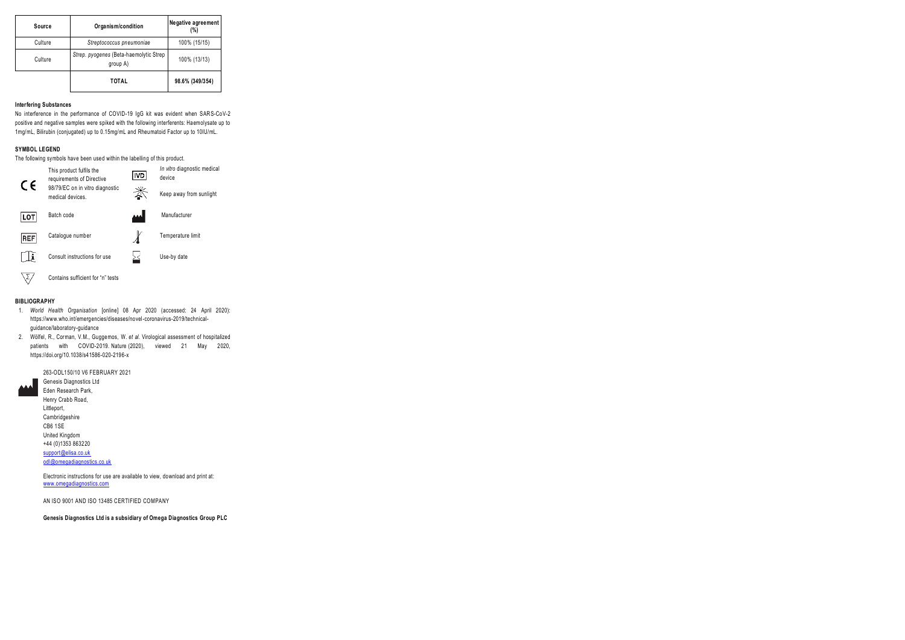| Source | Organism/condition | Negative agreement (%) |
|---|---|---|
| Culture | *Streptococcus pneumoniae* | 100% (15/15) |
| Culture | *Strep. pyogenes* (Beta-haemolytic Strep group A) | 100% (13/13) |
| | **TOTAL** | **98.6% (349/354)** |

**Interfering Substances**

No interference in the performance of COVID-19 IgG kit was evident when SARS-CoV-2 positive and negative samples were spiked with the following interferents: Haemolysate up to 1mg/mL, Bilirubin (conjugated) up to 0.15mg/mL and Rheumatoid Factor up to 10IU/mL.

## SYMBOL LEGEND

The following symbols have been used within the labelling of this product.

| | | | |
|---|---|---|---|
| CE | This product fulfils the requirements of Directive 98/79/EC on in vitro diagnostic medical devices. | IVD | *In vitro* diagnostic medical device |
| | | | Keep away from sunlight |
| LOT | Batch code | | Manufacturer |
| REF | Catalogue number | | Temperature limit |
| | Consult instructions for use | | Use-by date |
| | Contains sufficient for "n" tests | | |

## BIBLIOGRAPHY

1. *World Health Organisation* [online] 08 Apr 2020 (accessed: 24 April 2020): https://www.who.int/emergencies/diseases/novel-coronavirus-2019/technical-guidance/laboratory-guidance
2. Wölfel, R., Corman, V.M., Guggemos, W. *et al.* Virological assessment of hospitalized patients with COVID-2019. Nature (2020), viewed 21 May 2020, https://doi.org/10.1038/s41586-020-2196-x

263-ODL150/10 V6 FEBRUARY 2021
Genesis Diagnostics Ltd
Eden Research Park,
Henry Crabb Road,
Littleport,
Cambridgeshire
CB6 1SE
United Kingdom
+44 (0)1353 863220
support@elisa.co.uk
odl@omegadiagnostics.co.uk

Electronic instructions for use are available to view, download and print at: www.omegadiagnostics.com

AN ISO 9001 AND ISO 13485 CERTIFIED COMPANY

**Genesis Diagnostics Ltd is a subsidiary of Omega Diagnostics Group PLC**